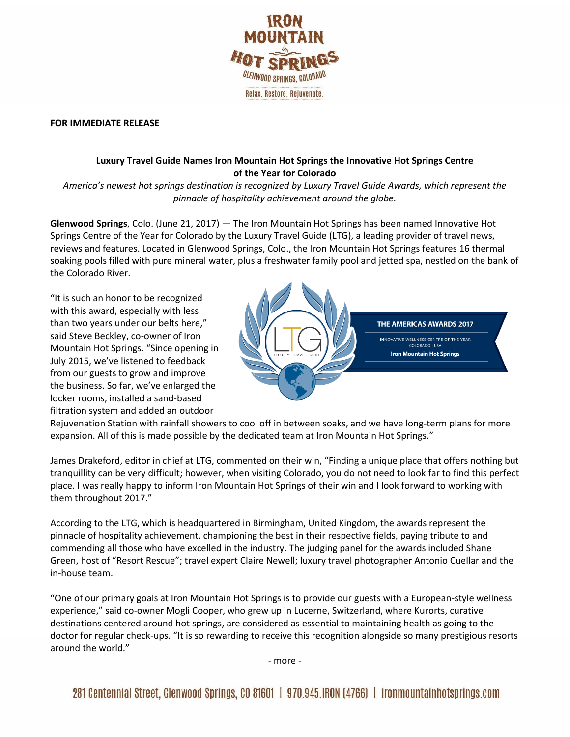**FOR IMMEDIATE RELEASE**

**Luxury Travel Guide Names Iron Mountain Hot Springs the Innovative Hot Springs Centre of the Year for Colorado**

*America's newest hot springs destination is recognized by Luxury Travel Guide Awards, which represent the pinnacle of hospitality achievement around the globe.*

**Glenwood Springs**, Colo. (June 21, 2017) — The Iron Mountain Hot Springs has been named Innovative Hot Springs Centre of the Year for Colorado by the Luxury Travel Guide (LTG), a leading provider of travel news, reviews and features. Located in Glenwood Springs, Colo., the Iron Mountain Hot Springs features 16 thermal soaking pools filled with pure mineral water, plus a freshwater family pool and jetted spa, nestled on the bank of the Colorado River.

"It is such an honor to be recognized with this award, especially with less than two years under our belts here," said Steve Beckley, co-owner of Iron Mountain Hot Springs. "Since opening in July 2015, we've listened to feedback from our guests to grow and improve the business. So far, we've enlarged the locker rooms, installed a sand-based filtration system and added an outdoor Rejuvenation Station with rainfall showers to cool off in between soaks, and we have long-term plans for more expansion. All of this is made possible by the dedicated team at Iron Mountain Hot Springs."

James Drakeford, editor in chief at LTG, commented on their win, "Finding a unique place that offers nothing but tranquillity can be very difficult; however, when visiting Colorado, you do not need to look far to find this perfect place. I was really happy to inform Iron Mountain Hot Springs of their win and I look forward to working with them throughout 2017."

According to the LTG, which is headquartered in Birmingham, United Kingdom, the awards represent the pinnacle of hospitality achievement, championing the best in their respective fields, paying tribute to and commending all those who have excelled in the industry. The judging panel for the awards included Shane Green, host of "Resort Rescue"; travel expert Claire Newell; luxury travel photographer Antonio Cuellar and the in-house team.

"One of our primary goals at Iron Mountain Hot Springs is to provide our guests with a European-style wellness experience," said co-owner Mogli Cooper, who grew up in Lucerne, Switzerland, where Kurorts, curative destinations centered around hot springs, are considered as essential to maintaining health as going to the doctor for regular check-ups. "It is so rewarding to receive this recognition alongside so many prestigious resorts around the world."

- more -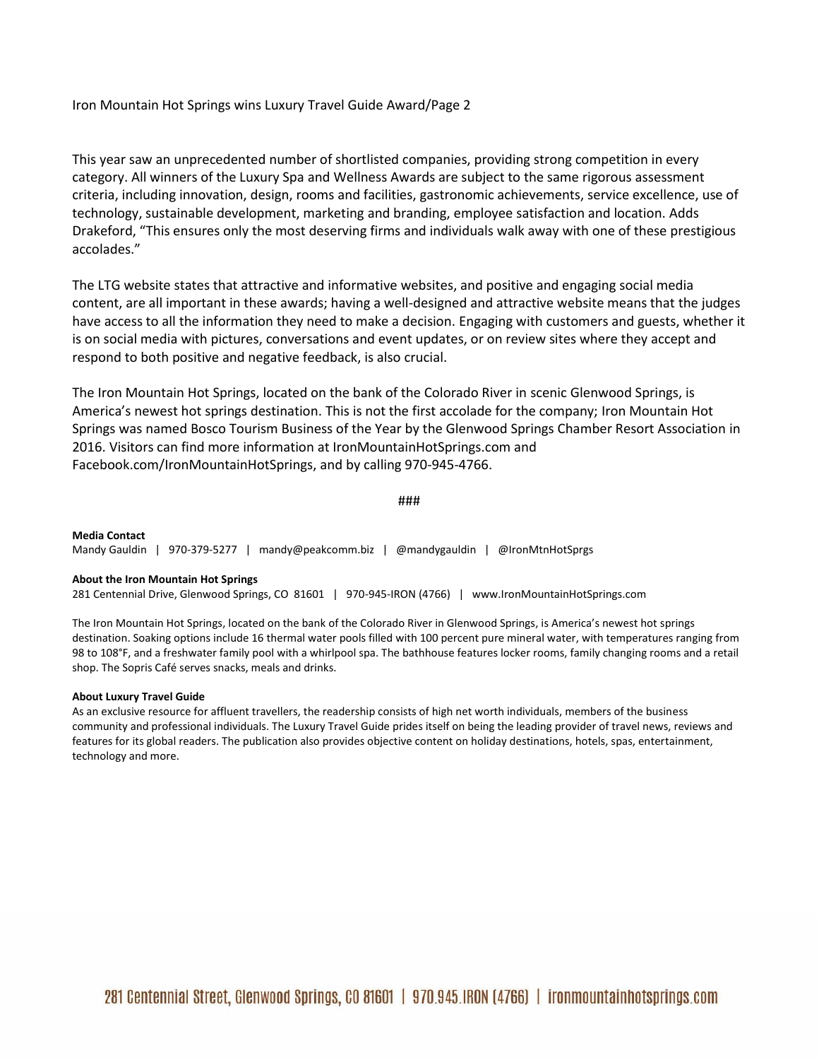This year saw an unprecedented number of shortlisted companies, providing strong competition in every category. All winners of the Luxury Spa and Wellness Awards are subject to the same rigorous assessment criteria, including innovation, design, rooms and facilities, gastronomic achievements, service excellence, use of technology, sustainable development, marketing and branding, employee satisfaction and location. Adds Drakeford, "This ensures only the most deserving firms and individuals walk away with one of these prestigious accolades."

The LTG website states that attractive and informative websites, and positive and engaging social media content, are all important in these awards; having a well-designed and attractive website means that the judges have access to all the information they need to make a decision. Engaging with customers and guests, whether it is on social media with pictures, conversations and event updates, or on review sites where they accept and respond to both positive and negative feedback, is also crucial.

The Iron Mountain Hot Springs, located on the bank of the Colorado River in scenic Glenwood Springs, is America's newest hot springs destination. This is not the first accolade for the company; Iron Mountain Hot Springs was named Bosco Tourism Business of the Year by the Glenwood Springs Chamber Resort Association in 2016. Visitors can find more information at IronMountainHotSprings.com and Facebook.com/IronMountainHotSprings, and by calling 970-945-4766.

###

**Media Contact**
Mandy Gauldin | 970-379-5277 | mandy@peakcomm.biz | @mandygauldin | @IronMtnHotSprgs

**About the Iron Mountain Hot Springs**
281 Centennial Drive, Glenwood Springs, CO 81601 | 970-945-IRON (4766) | www.IronMountainHotSprings.com

The Iron Mountain Hot Springs, located on the bank of the Colorado River in Glenwood Springs, is America's newest hot springs destination. Soaking options include 16 thermal water pools filled with 100 percent pure mineral water, with temperatures ranging from 98 to 108°F, and a freshwater family pool with a whirlpool spa. The bathhouse features locker rooms, family changing rooms and a retail shop. The Sopris Café serves snacks, meals and drinks.

**About Luxury Travel Guide**
As an exclusive resource for affluent travellers, the readership consists of high net worth individuals, members of the business community and professional individuals. The Luxury Travel Guide prides itself on being the leading provider of travel news, reviews and features for its global readers. The publication also provides objective content on holiday destinations, hotels, spas, entertainment, technology and more.